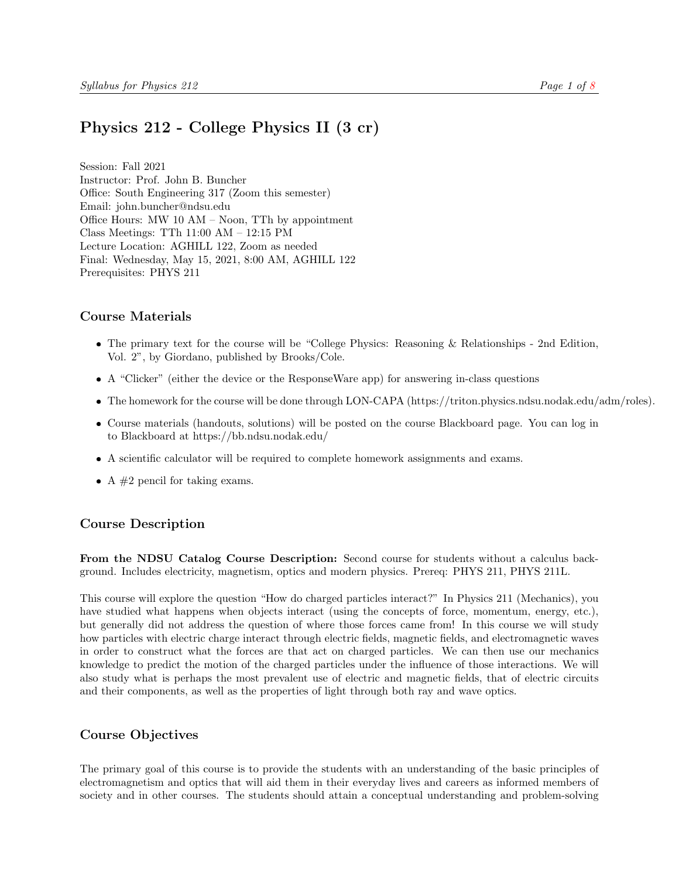# Physics 212 - College Physics II (3 cr)

Session: Fall 2021
Instructor: Prof. John B. Buncher
Office: South Engineering 317 (Zoom this semester)
Email: john.buncher@ndsu.edu
Office Hours: MW 10 AM – Noon, TTh by appointment
Class Meetings: TTh 11:00 AM – 12:15 PM
Lecture Location: AGHILL 122, Zoom as needed
Final: Wednesday, May 15, 2021, 8:00 AM, AGHILL 122
Prerequisites: PHYS 211

## Course Materials

- The primary text for the course will be "College Physics: Reasoning & Relationships - 2nd Edition, Vol. 2", by Giordano, published by Brooks/Cole.
- A "Clicker" (either the device or the ResponseWare app) for answering in-class questions
- The homework for the course will be done through LON-CAPA (https://triton.physics.ndsu.nodak.edu/adm/roles).
- Course materials (handouts, solutions) will be posted on the course Blackboard page. You can log in to Blackboard at https://bb.ndsu.nodak.edu/
- A scientific calculator will be required to complete homework assignments and exams.
- A #2 pencil for taking exams.

## Course Description

**From the NDSU Catalog Course Description:** Second course for students without a calculus background. Includes electricity, magnetism, optics and modern physics. Prereq: PHYS 211, PHYS 211L.

This course will explore the question "How do charged particles interact?" In Physics 211 (Mechanics), you have studied what happens when objects interact (using the concepts of force, momentum, energy, etc.), but generally did not address the question of where those forces came from! In this course we will study how particles with electric charge interact through electric fields, magnetic fields, and electromagnetic waves in order to construct what the forces are that act on charged particles. We can then use our mechanics knowledge to predict the motion of the charged particles under the influence of those interactions. We will also study what is perhaps the most prevalent use of electric and magnetic fields, that of electric circuits and their components, as well as the properties of light through both ray and wave optics.

## Course Objectives

The primary goal of this course is to provide the students with an understanding of the basic principles of electromagnetism and optics that will aid them in their everyday lives and careers as informed members of society and in other courses. The students should attain a conceptual understanding and problem-solving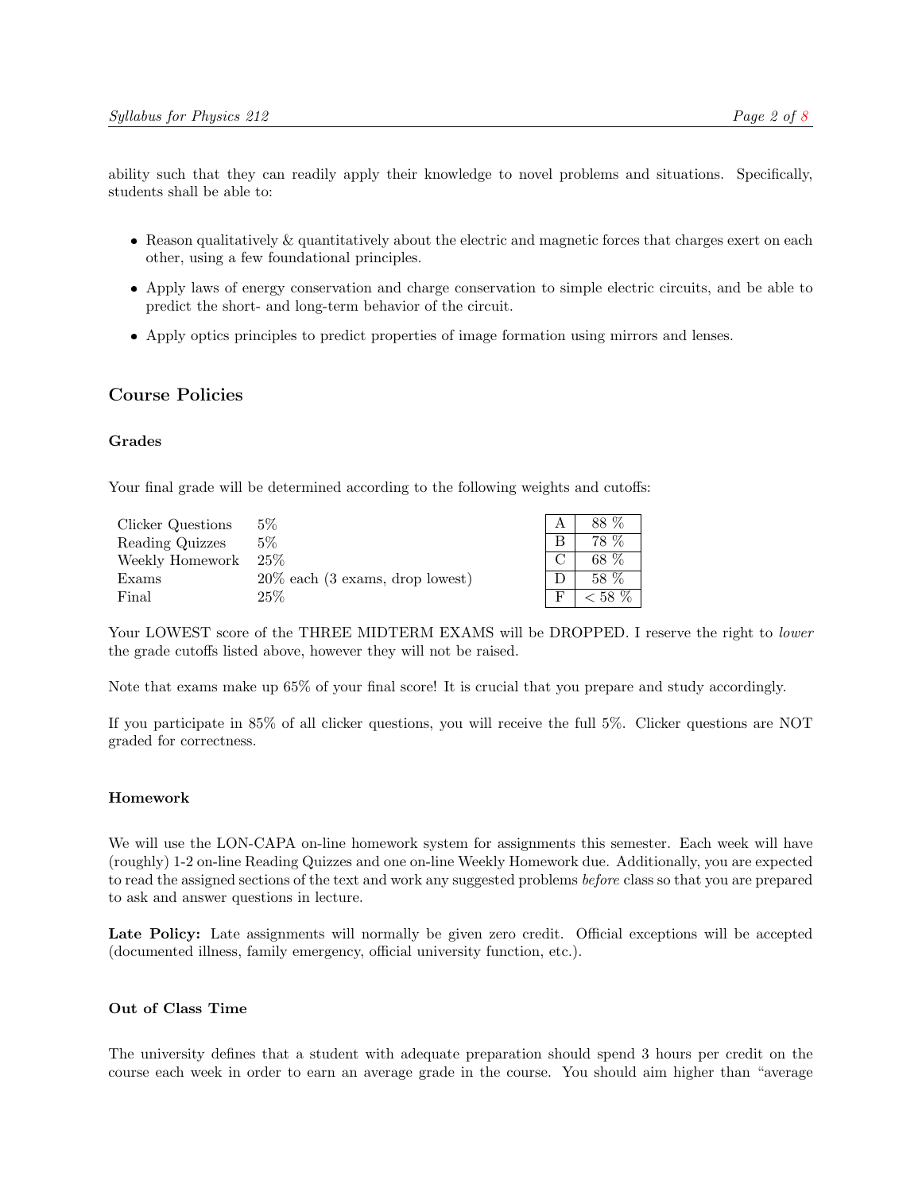ability such that they can readily apply their knowledge to novel problems and situations. Specifically, students shall be able to:

- Reason qualitatively & quantitatively about the electric and magnetic forces that charges exert on each other, using a few foundational principles.
- Apply laws of energy conservation and charge conservation to simple electric circuits, and be able to predict the short- and long-term behavior of the circuit.
- Apply optics principles to predict properties of image formation using mirrors and lenses.

## Course Policies

### Grades

Your final grade will be determined according to the following weights and cutoffs:

| Component | Weight |
|---|---|
| Clicker Questions | 5% |
| Reading Quizzes | 5% |
| Weekly Homework | 25% |
| Exams | 20% each (3 exams, drop lowest) |
| Final | 25% |

| Grade | Cutoff |
|---|---|
| A | 88 % |
| B | 78 % |
| C | 68 % |
| D | 58 % |
| F | < 58 % |

Your LOWEST score of the THREE MIDTERM EXAMS will be DROPPED. I reserve the right to *lower* the grade cutoffs listed above, however they will not be raised.

Note that exams make up 65% of your final score! It is crucial that you prepare and study accordingly.

If you participate in 85% of all clicker questions, you will receive the full 5%. Clicker questions are NOT graded for correctness.

### Homework

We will use the LON-CAPA on-line homework system for assignments this semester. Each week will have (roughly) 1-2 on-line Reading Quizzes and one on-line Weekly Homework due. Additionally, you are expected to read the assigned sections of the text and work any suggested problems *before* class so that you are prepared to ask and answer questions in lecture.

**Late Policy:** Late assignments will normally be given zero credit. Official exceptions will be accepted (documented illness, family emergency, official university function, etc.).

### Out of Class Time

The university defines that a student with adequate preparation should spend 3 hours per credit on the course each week in order to earn an average grade in the course. You should aim higher than "average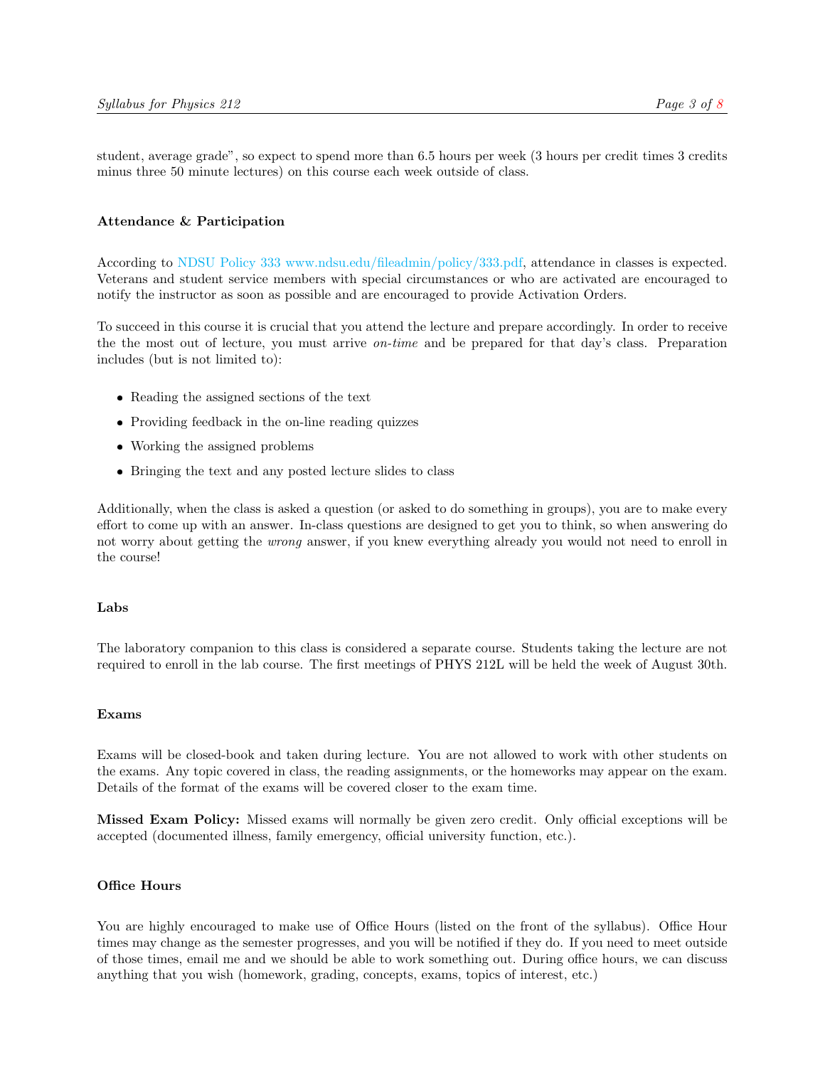student, average grade", so expect to spend more than 6.5 hours per week (3 hours per credit times 3 credits minus three 50 minute lectures) on this course each week outside of class.

### Attendance & Participation

According to NDSU Policy 333 www.ndsu.edu/fileadmin/policy/333.pdf, attendance in classes is expected. Veterans and student service members with special circumstances or who are activated are encouraged to notify the instructor as soon as possible and are encouraged to provide Activation Orders.

To succeed in this course it is crucial that you attend the lecture and prepare accordingly. In order to receive the the most out of lecture, you must arrive *on-time* and be prepared for that day's class. Preparation includes (but is not limited to):

- Reading the assigned sections of the text
- Providing feedback in the on-line reading quizzes
- Working the assigned problems
- Bringing the text and any posted lecture slides to class

Additionally, when the class is asked a question (or asked to do something in groups), you are to make every effort to come up with an answer. In-class questions are designed to get you to think, so when answering do not worry about getting the *wrong* answer, if you knew everything already you would not need to enroll in the course!

### Labs

The laboratory companion to this class is considered a separate course. Students taking the lecture are not required to enroll in the lab course. The first meetings of PHYS 212L will be held the week of August 30th.

### Exams

Exams will be closed-book and taken during lecture. You are not allowed to work with other students on the exams. Any topic covered in class, the reading assignments, or the homeworks may appear on the exam. Details of the format of the exams will be covered closer to the exam time.

**Missed Exam Policy:** Missed exams will normally be given zero credit. Only official exceptions will be accepted (documented illness, family emergency, official university function, etc.).

### Office Hours

You are highly encouraged to make use of Office Hours (listed on the front of the syllabus). Office Hour times may change as the semester progresses, and you will be notified if they do. If you need to meet outside of those times, email me and we should be able to work something out. During office hours, we can discuss anything that you wish (homework, grading, concepts, exams, topics of interest, etc.)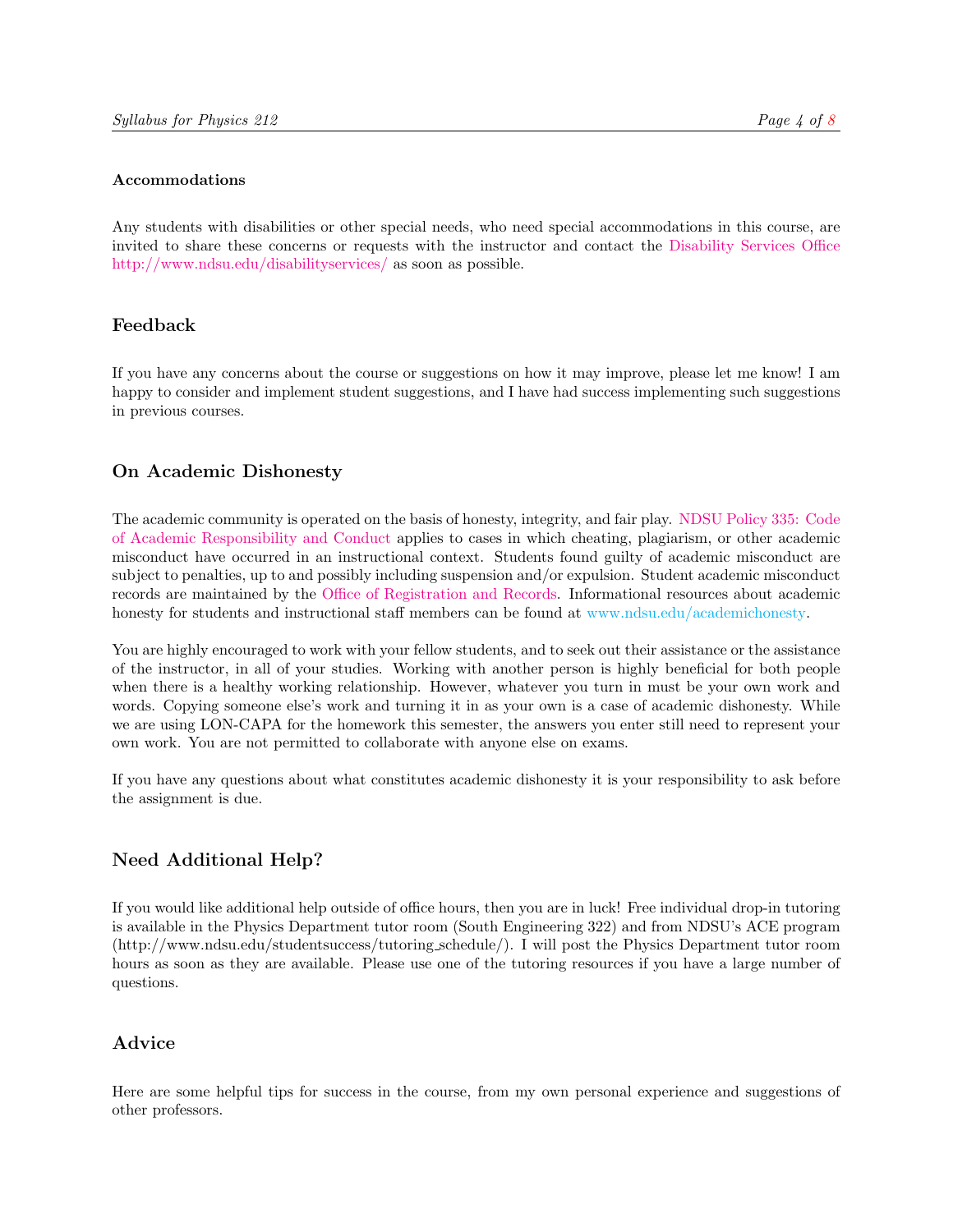#### Accommodations

Any students with disabilities or other special needs, who need special accommodations in this course, are invited to share these concerns or requests with the instructor and contact the Disability Services Office http://www.ndsu.edu/disabilityservices/ as soon as possible.

### Feedback

If you have any concerns about the course or suggestions on how it may improve, please let me know! I am happy to consider and implement student suggestions, and I have had success implementing such suggestions in previous courses.

### On Academic Dishonesty

The academic community is operated on the basis of honesty, integrity, and fair play. NDSU Policy 335: Code of Academic Responsibility and Conduct applies to cases in which cheating, plagiarism, or other academic misconduct have occurred in an instructional context. Students found guilty of academic misconduct are subject to penalties, up to and possibly including suspension and/or expulsion. Student academic misconduct records are maintained by the Office of Registration and Records. Informational resources about academic honesty for students and instructional staff members can be found at www.ndsu.edu/academichonesty.

You are highly encouraged to work with your fellow students, and to seek out their assistance or the assistance of the instructor, in all of your studies. Working with another person is highly beneficial for both people when there is a healthy working relationship. However, whatever you turn in must be your own work and words. Copying someone else's work and turning it in as your own is a case of academic dishonesty. While we are using LON-CAPA for the homework this semester, the answers you enter still need to represent your own work. You are not permitted to collaborate with anyone else on exams.

If you have any questions about what constitutes academic dishonesty it is your responsibility to ask before the assignment is due.

### Need Additional Help?

If you would like additional help outside of office hours, then you are in luck! Free individual drop-in tutoring is available in the Physics Department tutor room (South Engineering 322) and from NDSU's ACE program (http://www.ndsu.edu/studentsuccess/tutoring_schedule/). I will post the Physics Department tutor room hours as soon as they are available. Please use one of the tutoring resources if you have a large number of questions.

### Advice

Here are some helpful tips for success in the course, from my own personal experience and suggestions of other professors.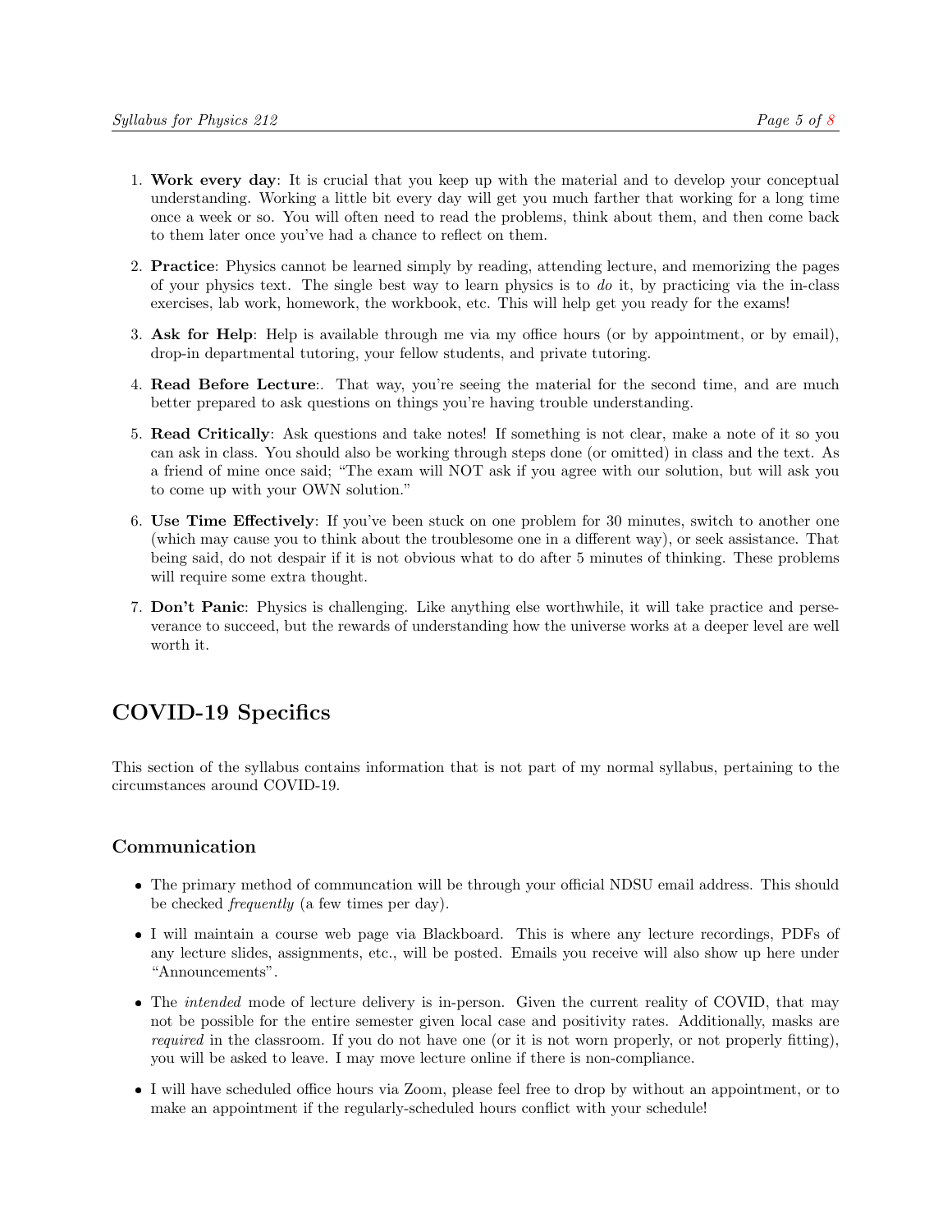1. **Work every day**: It is crucial that you keep up with the material and to develop your conceptual understanding. Working a little bit every day will get you much farther that working for a long time once a week or so. You will often need to read the problems, think about them, and then come back to them later once you've had a chance to reflect on them.

2. **Practice**: Physics cannot be learned simply by reading, attending lecture, and memorizing the pages of your physics text. The single best way to learn physics is to *do* it, by practicing via the in-class exercises, lab work, homework, the workbook, etc. This will help get you ready for the exams!

3. **Ask for Help**: Help is available through me via my office hours (or by appointment, or by email), drop-in departmental tutoring, your fellow students, and private tutoring.

4. **Read Before Lecture**:. That way, you're seeing the material for the second time, and are much better prepared to ask questions on things you're having trouble understanding.

5. **Read Critically**: Ask questions and take notes! If something is not clear, make a note of it so you can ask in class. You should also be working through steps done (or omitted) in class and the text. As a friend of mine once said; "The exam will NOT ask if you agree with our solution, but will ask you to come up with your OWN solution."

6. **Use Time Effectively**: If you've been stuck on one problem for 30 minutes, switch to another one (which may cause you to think about the troublesome one in a different way), or seek assistance. That being said, do not despair if it is not obvious what to do after 5 minutes of thinking. These problems will require some extra thought.

7. **Don't Panic**: Physics is challenging. Like anything else worthwhile, it will take practice and perseverance to succeed, but the rewards of understanding how the universe works at a deeper level are well worth it.

## COVID-19 Specifics

This section of the syllabus contains information that is not part of my normal syllabus, pertaining to the circumstances around COVID-19.

### Communication

- The primary method of communcation will be through your official NDSU email address. This should be checked *frequently* (a few times per day).
- I will maintain a course web page via Blackboard. This is where any lecture recordings, PDFs of any lecture slides, assignments, etc., will be posted. Emails you receive will also show up here under "Announcements".
- The *intended* mode of lecture delivery is in-person. Given the current reality of COVID, that may not be possible for the entire semester given local case and positivity rates. Additionally, masks are *required* in the classroom. If you do not have one (or it is not worn properly, or not properly fitting), you will be asked to leave. I may move lecture online if there is non-compliance.
- I will have scheduled office hours via Zoom, please feel free to drop by without an appointment, or to make an appointment if the regularly-scheduled hours conflict with your schedule!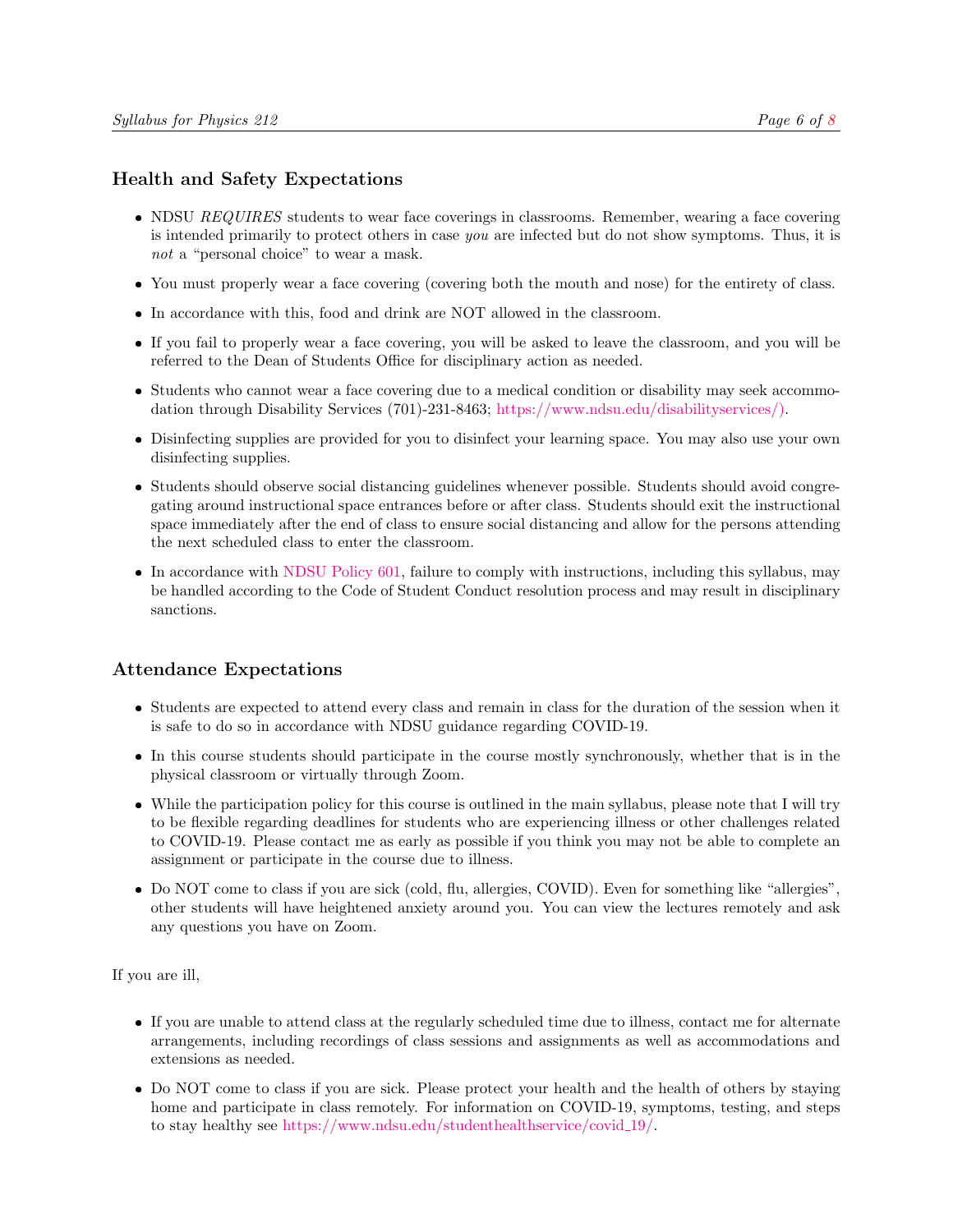## Health and Safety Expectations

- NDSU *REQUIRES* students to wear face coverings in classrooms. Remember, wearing a face covering is intended primarily to protect others in case *you* are infected but do not show symptoms. Thus, it is *not* a "personal choice" to wear a mask.
- You must properly wear a face covering (covering both the mouth and nose) for the entirety of class.
- In accordance with this, food and drink are NOT allowed in the classroom.
- If you fail to properly wear a face covering, you will be asked to leave the classroom, and you will be referred to the Dean of Students Office for disciplinary action as needed.
- Students who cannot wear a face covering due to a medical condition or disability may seek accommodation through Disability Services (701)-231-8463; https://www.ndsu.edu/disabilityservices/).
- Disinfecting supplies are provided for you to disinfect your learning space. You may also use your own disinfecting supplies.
- Students should observe social distancing guidelines whenever possible. Students should avoid congregating around instructional space entrances before or after class. Students should exit the instructional space immediately after the end of class to ensure social distancing and allow for the persons attending the next scheduled class to enter the classroom.
- In accordance with NDSU Policy 601, failure to comply with instructions, including this syllabus, may be handled according to the Code of Student Conduct resolution process and may result in disciplinary sanctions.

## Attendance Expectations

- Students are expected to attend every class and remain in class for the duration of the session when it is safe to do so in accordance with NDSU guidance regarding COVID-19.
- In this course students should participate in the course mostly synchronously, whether that is in the physical classroom or virtually through Zoom.
- While the participation policy for this course is outlined in the main syllabus, please note that I will try to be flexible regarding deadlines for students who are experiencing illness or other challenges related to COVID-19. Please contact me as early as possible if you think you may not be able to complete an assignment or participate in the course due to illness.
- Do NOT come to class if you are sick (cold, flu, allergies, COVID). Even for something like "allergies", other students will have heightened anxiety around you. You can view the lectures remotely and ask any questions you have on Zoom.

If you are ill,

- If you are unable to attend class at the regularly scheduled time due to illness, contact me for alternate arrangements, including recordings of class sessions and assignments as well as accommodations and extensions as needed.
- Do NOT come to class if you are sick. Please protect your health and the health of others by staying home and participate in class remotely. For information on COVID-19, symptoms, testing, and steps to stay healthy see https://www.ndsu.edu/studenthealthservice/covid_19/.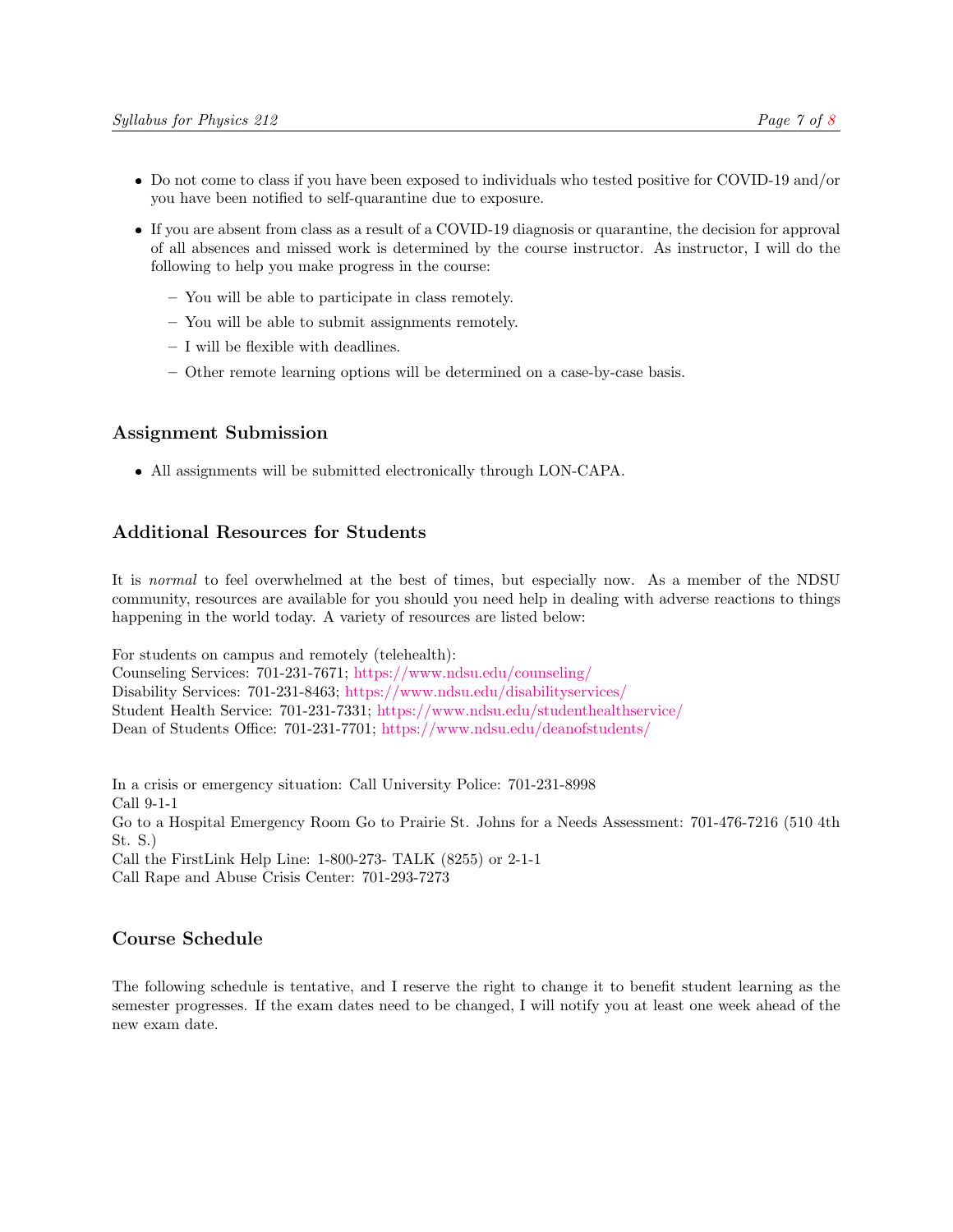- Do not come to class if you have been exposed to individuals who tested positive for COVID-19 and/or you have been notified to self-quarantine due to exposure.
- If you are absent from class as a result of a COVID-19 diagnosis or quarantine, the decision for approval of all absences and missed work is determined by the course instructor. As instructor, I will do the following to help you make progress in the course:
  - You will be able to participate in class remotely.
  - You will be able to submit assignments remotely.
  - I will be flexible with deadlines.
  - Other remote learning options will be determined on a case-by-case basis.

## Assignment Submission

- All assignments will be submitted electronically through LON-CAPA.

## Additional Resources for Students

It is *normal* to feel overwhelmed at the best of times, but especially now. As a member of the NDSU community, resources are available for you should you need help in dealing with adverse reactions to things happening in the world today. A variety of resources are listed below:

For students on campus and remotely (telehealth):
Counseling Services: 701-231-7671; https://www.ndsu.edu/counseling/
Disability Services: 701-231-8463; https://www.ndsu.edu/disabilityservices/
Student Health Service: 701-231-7331; https://www.ndsu.edu/studenthealthservice/
Dean of Students Office: 701-231-7701; https://www.ndsu.edu/deanofstudents/

In a crisis or emergency situation: Call University Police: 701-231-8998
Call 9-1-1
Go to a Hospital Emergency Room Go to Prairie St. Johns for a Needs Assessment: 701-476-7216 (510 4th St. S.)
Call the FirstLink Help Line: 1-800-273- TALK (8255) or 2-1-1
Call Rape and Abuse Crisis Center: 701-293-7273

## Course Schedule

The following schedule is tentative, and I reserve the right to change it to benefit student learning as the semester progresses. If the exam dates need to be changed, I will notify you at least one week ahead of the new exam date.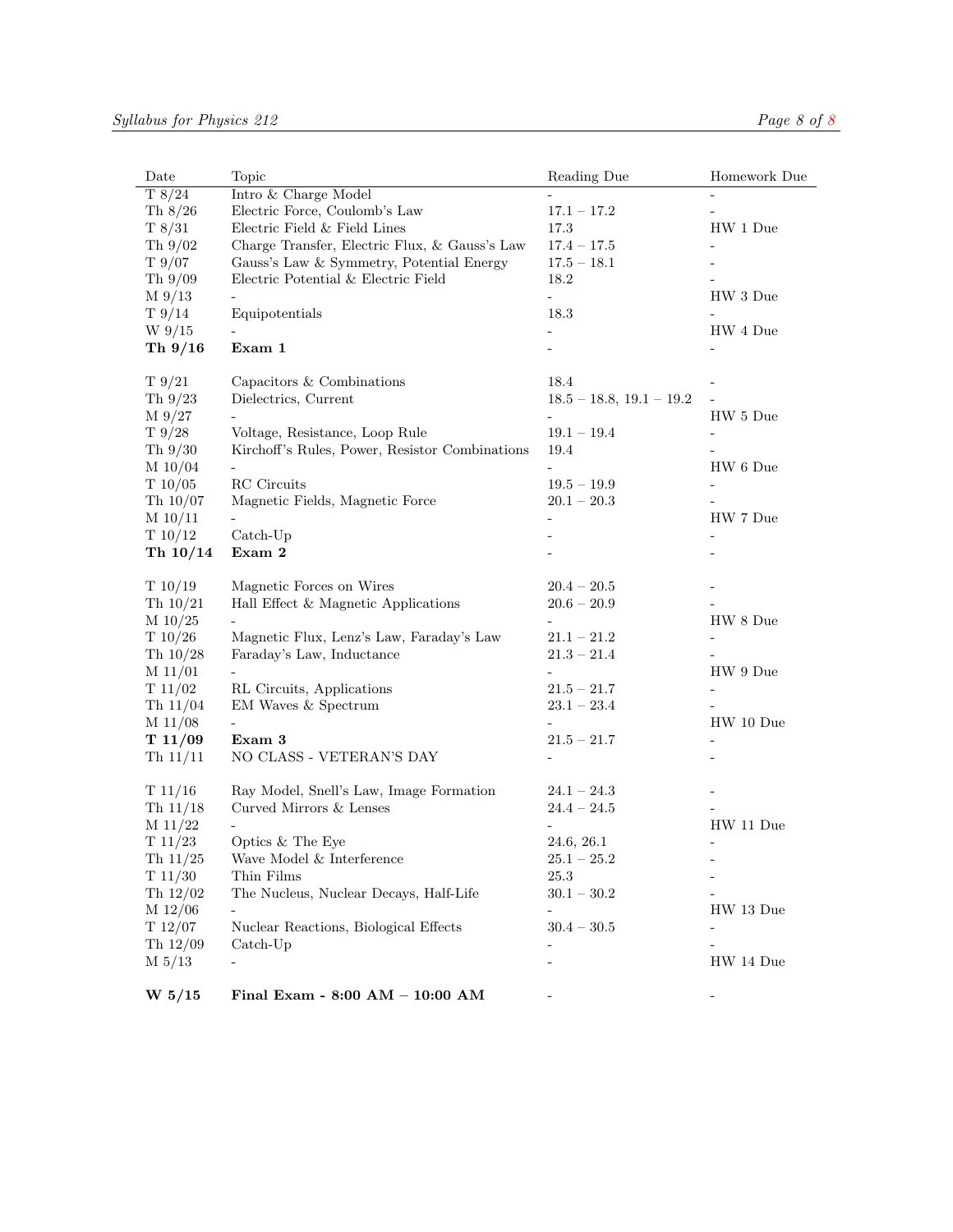| Date | Topic | Reading Due | Homework Due |
|---|---|---|---|
| T 8/24 | Intro & Charge Model | - | - |
| Th 8/26 | Electric Force, Coulomb's Law | 17.1 – 17.2 | - |
| T 8/31 | Electric Field & Field Lines | 17.3 | HW 1 Due |
| Th 9/02 | Charge Transfer, Electric Flux, & Gauss's Law | 17.4 – 17.5 | - |
| T 9/07 | Gauss's Law & Symmetry, Potential Energy | 17.5 – 18.1 | - |
| Th 9/09 | Electric Potential & Electric Field | 18.2 | - |
| M 9/13 | - | - | HW 3 Due |
| T 9/14 | Equipotentials | 18.3 | - |
| W 9/15 | - | - | HW 4 Due |
| **Th 9/16** | **Exam 1** | - | - |
| | | | |
| T 9/21 | Capacitors & Combinations | 18.4 | - |
| Th 9/23 | Dielectrics, Current | 18.5 – 18.8, 19.1 – 19.2 | - |
| M 9/27 | - | - | HW 5 Due |
| T 9/28 | Voltage, Resistance, Loop Rule | 19.1 – 19.4 | - |
| Th 9/30 | Kirchoff's Rules, Power, Resistor Combinations | 19.4 | - |
| M 10/04 | - | - | HW 6 Due |
| T 10/05 | RC Circuits | 19.5 – 19.9 | - |
| Th 10/07 | Magnetic Fields, Magnetic Force | 20.1 – 20.3 | - |
| M 10/11 | - | - | HW 7 Due |
| T 10/12 | Catch-Up | - | - |
| **Th 10/14** | **Exam 2** | - | - |
| | | | |
| T 10/19 | Magnetic Forces on Wires | 20.4 – 20.5 | - |
| Th 10/21 | Hall Effect & Magnetic Applications | 20.6 – 20.9 | - |
| M 10/25 | - | - | HW 8 Due |
| T 10/26 | Magnetic Flux, Lenz's Law, Faraday's Law | 21.1 – 21.2 | - |
| Th 10/28 | Faraday's Law, Inductance | 21.3 – 21.4 | - |
| M 11/01 | - | - | HW 9 Due |
| T 11/02 | RL Circuits, Applications | 21.5 – 21.7 | - |
| Th 11/04 | EM Waves & Spectrum | 23.1 – 23.4 | - |
| M 11/08 | - | - | HW 10 Due |
| **T 11/09** | **Exam 3** | 21.5 – 21.7 | - |
| Th 11/11 | NO CLASS - VETERAN'S DAY | - | - |
| | | | |
| T 11/16 | Ray Model, Snell's Law, Image Formation | 24.1 – 24.3 | - |
| Th 11/18 | Curved Mirrors & Lenses | 24.4 – 24.5 | - |
| M 11/22 | - | - | HW 11 Due |
| T 11/23 | Optics & The Eye | 24.6, 26.1 | - |
| Th 11/25 | Wave Model & Interference | 25.1 – 25.2 | - |
| T 11/30 | Thin Films | 25.3 | - |
| Th 12/02 | The Nucleus, Nuclear Decays, Half-Life | 30.1 – 30.2 | - |
| M 12/06 | - | - | HW 13 Due |
| T 12/07 | Nuclear Reactions, Biological Effects | 30.4 – 30.5 | - |
| Th 12/09 | Catch-Up | - | - |
| M 5/13 | - | - | HW 14 Due |
| | | | |
| **W 5/15** | **Final Exam - 8:00 AM – 10:00 AM** | - | - |